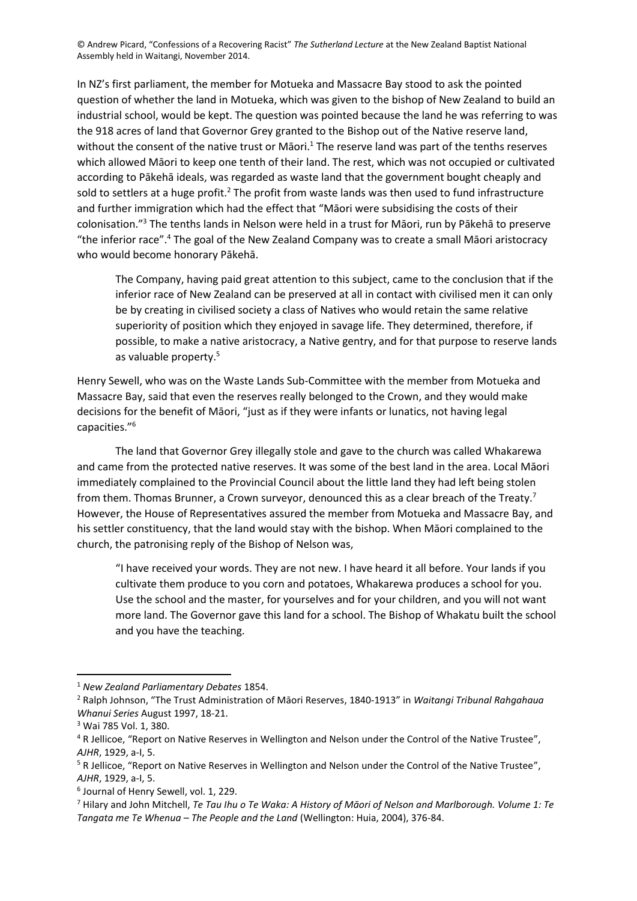In NZ's first parliament, the member for Motueka and Massacre Bay stood to ask the pointed question of whether the land in Motueka, which was given to the bishop of New Zealand to build an industrial school, would be kept. The question was pointed because the land he was referring to was the 918 acres of land that Governor Grey granted to the Bishop out of the Native reserve land, without the consent of the native trust or Māori.[1] The reserve land was part of the tenths reserves which allowed Māori to keep one tenth of their land. The rest, which was not occupied or cultivated according to Pākehā ideals, was regarded as waste land that the government bought cheaply and sold to settlers at a huge profit.[2] The profit from waste lands was then used to fund infrastructure and further immigration which had the effect that "Māori were subsidising the costs of their colonisation."[3] The tenths lands in Nelson were held in a trust for Māori, run by Pākehā to preserve "the inferior race".[4] The goal of the New Zealand Company was to create a small Māori aristocracy who would become honorary Pākehā.

> The Company, having paid great attention to this subject, came to the conclusion that if the inferior race of New Zealand can be preserved at all in contact with civilised men it can only be by creating in civilised society a class of Natives who would retain the same relative superiority of position which they enjoyed in savage life. They determined, therefore, if possible, to make a native aristocracy, a Native gentry, and for that purpose to reserve lands as valuable property.[5]

Henry Sewell, who was on the Waste Lands Sub-Committee with the member from Motueka and Massacre Bay, said that even the reserves really belonged to the Crown, and they would make decisions for the benefit of Māori, "just as if they were infants or lunatics, not having legal capacities."[6]

The land that Governor Grey illegally stole and gave to the church was called Whakarewa and came from the protected native reserves. It was some of the best land in the area. Local Māori immediately complained to the Provincial Council about the little land they had left being stolen from them. Thomas Brunner, a Crown surveyor, denounced this as a clear breach of the Treaty.[7] However, the House of Representatives assured the member from Motueka and Massacre Bay, and his settler constituency, that the land would stay with the bishop. When Māori complained to the church, the patronising reply of the Bishop of Nelson was,

> "I have received your words. They are not new. I have heard it all before. Your lands if you cultivate them produce to you corn and potatoes, Whakarewa produces a school for you. Use the school and the master, for yourselves and for your children, and you will not want more land. The Governor gave this land for a school. The Bishop of Whakatu built the school and you have the teaching.

---

[1] *New Zealand Parliamentary Debates* 1854.

[2] Ralph Johnson, "The Trust Administration of Māori Reserves, 1840-1913" in *Waitangi Tribunal Rahgahaua Whanui Series* August 1997, 18-21.

[3] Wai 785 Vol. 1, 380.

[4] R Jellicoe, "Report on Native Reserves in Wellington and Nelson under the Control of the Native Trustee", *AJHR*, 1929, a-I, 5.

[5] R Jellicoe, "Report on Native Reserves in Wellington and Nelson under the Control of the Native Trustee", *AJHR*, 1929, a-I, 5.

[6] Journal of Henry Sewell, vol. 1, 229.

[7] Hilary and John Mitchell, *Te Tau Ihu o Te Waka: A History of Māori of Nelson and Marlborough. Volume 1: Te Tangata me Te Whenua – The People and the Land* (Wellington: Huia, 2004), 376-84.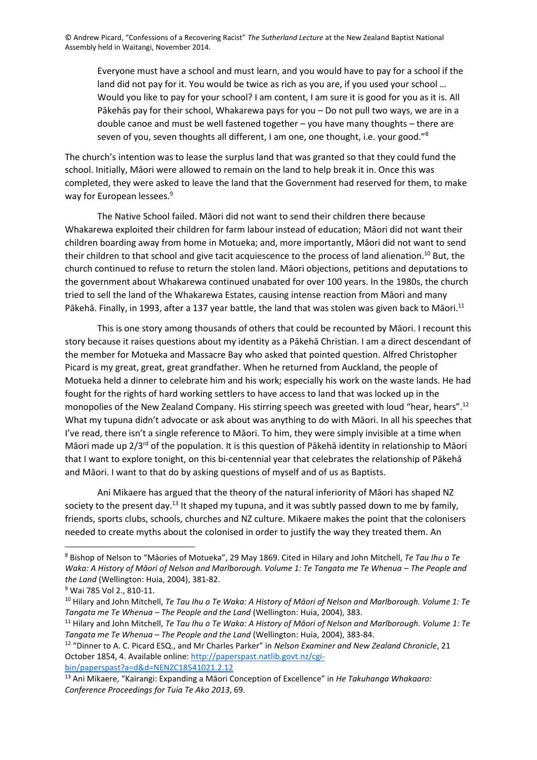> Everyone must have a school and must learn, and you would have to pay for a school if the land did not pay for it. You would be twice as rich as you are, if you used your school … Would you like to pay for your school? I am content, I am sure it is good for you as it is. All Pākehās pay for their school, Whakarewa pays for you – Do not pull two ways, we are in a double canoe and must be well fastened together – you have many thoughts – there are seven of you, seven thoughts all different, I am one, one thought, i.e. your good."[8]

The church's intention was to lease the surplus land that was granted so that they could fund the school. Initially, Māori were allowed to remain on the land to help break it in. Once this was completed, they were asked to leave the land that the Government had reserved for them, to make way for European lessees.[9]

The Native School failed. Māori did not want to send their children there because Whakarewa exploited their children for farm labour instead of education; Māori did not want their children boarding away from home in Motueka; and, more importantly, Māori did not want to send their children to that school and give tacit acquiescence to the process of land alienation.[10] But, the church continued to refuse to return the stolen land. Māori objections, petitions and deputations to the government about Whakarewa continued unabated for over 100 years. In the 1980s, the church tried to sell the land of the Whakarewa Estates, causing intense reaction from Māori and many Pākehā. Finally, in 1993, after a 137 year battle, the land that was stolen was given back to Māori.[11]

This is one story among thousands of others that could be recounted by Māori. I recount this story because it raises questions about my identity as a Pākehā Christian. I am a direct descendant of the member for Motueka and Massacre Bay who asked that pointed question. Alfred Christopher Picard is my great, great, great grandfather. When he returned from Auckland, the people of Motueka held a dinner to celebrate him and his work; especially his work on the waste lands. He had fought for the rights of hard working settlers to have access to land that was locked up in the monopolies of the New Zealand Company. His stirring speech was greeted with loud "hear, hears".[12] What my tupuna didn't advocate or ask about was anything to do with Māori. In all his speeches that I've read, there isn't a single reference to Māori. To him, they were simply invisible at a time when Māori made up 2/3rd of the population. It is this question of Pākehā identity in relationship to Māori that I want to explore tonight, on this bi-centennial year that celebrates the relationship of Pākehā and Māori. I want to that do by asking questions of myself and of us as Baptists.

Ani Mikaere has argued that the theory of the natural inferiority of Māori has shaped NZ society to the present day.[13] It shaped my tupuna, and it was subtly passed down to me by family, friends, sports clubs, schools, churches and NZ culture. Mikaere makes the point that the colonisers needed to create myths about the colonised in order to justify the way they treated them. An

---

[8] Bishop of Nelson to "Māories of Motueka", 29 May 1869. Cited in Hilary and John Mitchell, *Te Tau Ihu o Te Waka: A History of Māori of Nelson and Marlborough. Volume 1: Te Tangata me Te Whenua – The People and the Land* (Wellington: Huia, 2004), 381-82.

[9] Wai 785 Vol 2., 810-11.

[10] Hilary and John Mitchell, *Te Tau Ihu o Te Waka: A History of Māori of Nelson and Marlborough. Volume 1: Te Tangata me Te Whenua – The People and the Land* (Wellington: Huia, 2004), 383.

[11] Hilary and John Mitchell, *Te Tau Ihu o Te Waka: A History of Māori of Nelson and Marlborough. Volume 1: Te Tangata me Te Whenua – The People and the Land* (Wellington: Huia, 2004), 383-84.

[12] "Dinner to A. C. Picard ESQ., and Mr Charles Parker" in *Nelson Examiner and New Zealand Chronicle*, 21 October 1854, 4. Available online: http://paperspast.natlib.govt.nz/cgi-bin/paperspast?a=d&d=NENZC18541021.2.12

[13] Ani Mikaere, "Kairangi: Expanding a Māori Conception of Excellence" in *He Takuhanga Whakaaro: Conference Proceedings for Tuia Te Ako 2013*, 69.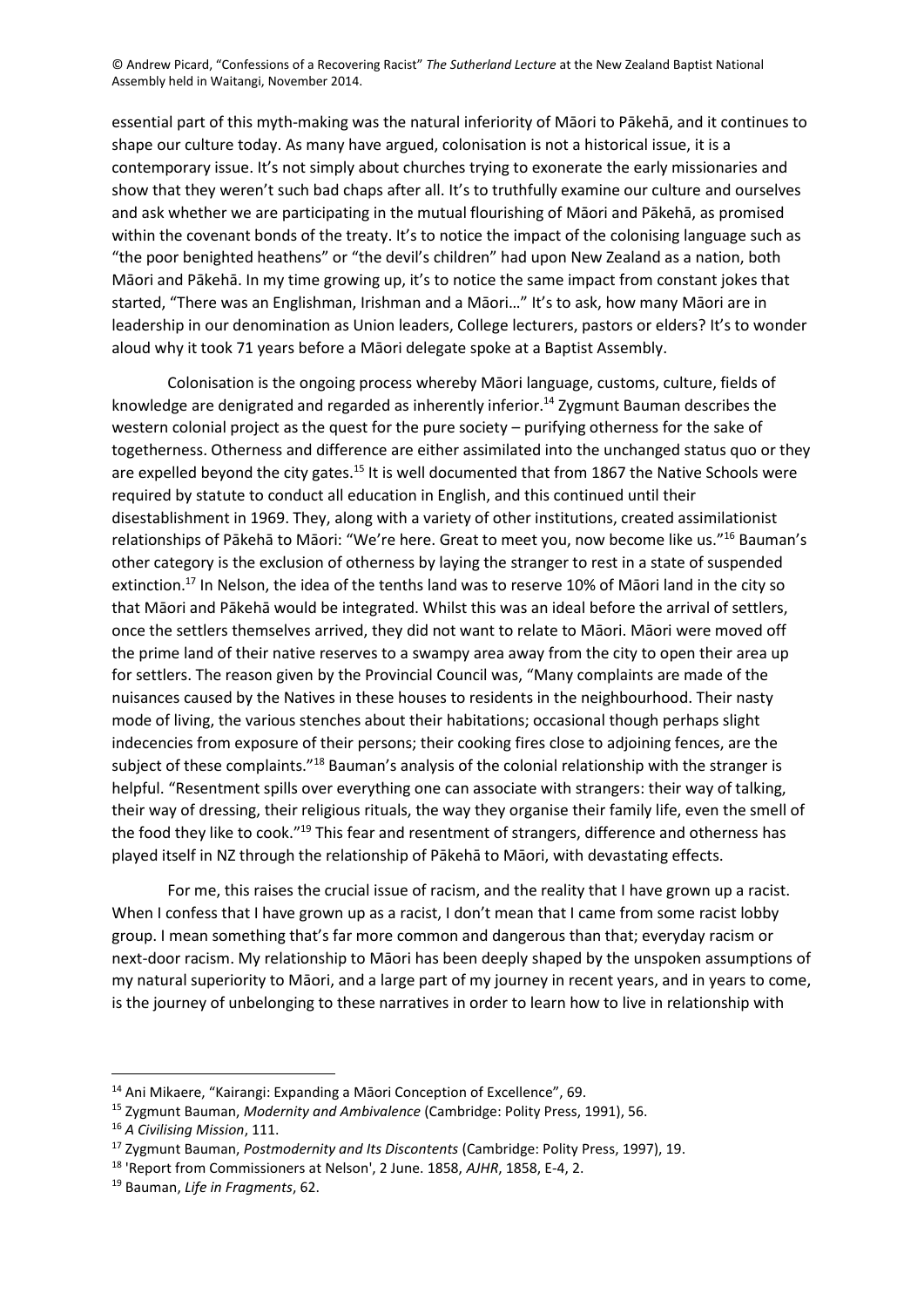essential part of this myth-making was the natural inferiority of Māori to Pākehā, and it continues to shape our culture today. As many have argued, colonisation is not a historical issue, it is a contemporary issue. It's not simply about churches trying to exonerate the early missionaries and show that they weren't such bad chaps after all. It's to truthfully examine our culture and ourselves and ask whether we are participating in the mutual flourishing of Māori and Pākehā, as promised within the covenant bonds of the treaty. It's to notice the impact of the colonising language such as "the poor benighted heathens" or "the devil's children" had upon New Zealand as a nation, both Māori and Pākehā. In my time growing up, it's to notice the same impact from constant jokes that started, "There was an Englishman, Irishman and a Māori…" It's to ask, how many Māori are in leadership in our denomination as Union leaders, College lecturers, pastors or elders? It's to wonder aloud why it took 71 years before a Māori delegate spoke at a Baptist Assembly.

Colonisation is the ongoing process whereby Māori language, customs, culture, fields of knowledge are denigrated and regarded as inherently inferior.[14] Zygmunt Bauman describes the western colonial project as the quest for the pure society – purifying otherness for the sake of togetherness. Otherness and difference are either assimilated into the unchanged status quo or they are expelled beyond the city gates.[15] It is well documented that from 1867 the Native Schools were required by statute to conduct all education in English, and this continued until their disestablishment in 1969. They, along with a variety of other institutions, created assimilationist relationships of Pākehā to Māori: "We're here. Great to meet you, now become like us."[16] Bauman's other category is the exclusion of otherness by laying the stranger to rest in a state of suspended extinction.[17] In Nelson, the idea of the tenths land was to reserve 10% of Māori land in the city so that Māori and Pākehā would be integrated. Whilst this was an ideal before the arrival of settlers, once the settlers themselves arrived, they did not want to relate to Māori. Māori were moved off the prime land of their native reserves to a swampy area away from the city to open their area up for settlers. The reason given by the Provincial Council was, "Many complaints are made of the nuisances caused by the Natives in these houses to residents in the neighbourhood. Their nasty mode of living, the various stenches about their habitations; occasional though perhaps slight indecencies from exposure of their persons; their cooking fires close to adjoining fences, are the subject of these complaints."[18] Bauman's analysis of the colonial relationship with the stranger is helpful. "Resentment spills over everything one can associate with strangers: their way of talking, their way of dressing, their religious rituals, the way they organise their family life, even the smell of the food they like to cook."[19] This fear and resentment of strangers, difference and otherness has played itself in NZ through the relationship of Pākehā to Māori, with devastating effects.

For me, this raises the crucial issue of racism, and the reality that I have grown up a racist. When I confess that I have grown up as a racist, I don't mean that I came from some racist lobby group. I mean something that's far more common and dangerous than that; everyday racism or next-door racism. My relationship to Māori has been deeply shaped by the unspoken assumptions of my natural superiority to Māori, and a large part of my journey in recent years, and in years to come, is the journey of unbelonging to these narratives in order to learn how to live in relationship with

---

[14] Ani Mikaere, "Kairangi: Expanding a Māori Conception of Excellence", 69.

[15] Zygmunt Bauman, *Modernity and Ambivalence* (Cambridge: Polity Press, 1991), 56.

[16] *A Civilising Mission*, 111.

[17] Zygmunt Bauman, *Postmodernity and Its Discontents* (Cambridge: Polity Press, 1997), 19.

[18] 'Report from Commissioners at Nelson', 2 June. 1858, *AJHR*, 1858, E-4, 2.

[19] Bauman, *Life in Fragments*, 62.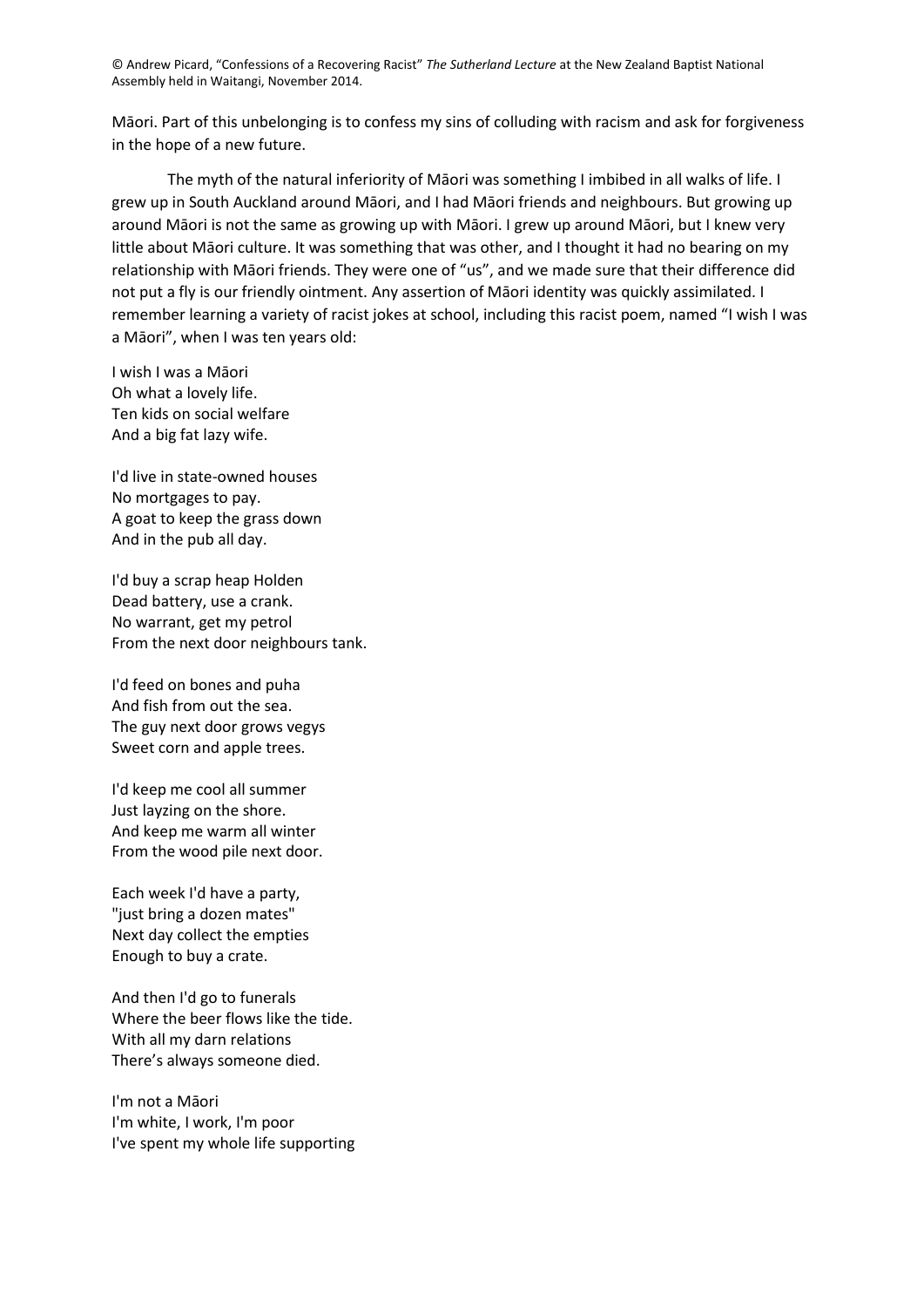Māori. Part of this unbelonging is to confess my sins of colluding with racism and ask for forgiveness in the hope of a new future.

The myth of the natural inferiority of Māori was something I imbibed in all walks of life. I grew up in South Auckland around Māori, and I had Māori friends and neighbours. But growing up around Māori is not the same as growing up with Māori. I grew up around Māori, but I knew very little about Māori culture. It was something that was other, and I thought it had no bearing on my relationship with Māori friends. They were one of "us", and we made sure that their difference did not put a fly is our friendly ointment. Any assertion of Māori identity was quickly assimilated. I remember learning a variety of racist jokes at school, including this racist poem, named "I wish I was a Māori", when I was ten years old:

I wish I was a Māori
Oh what a lovely life.
Ten kids on social welfare
And a big fat lazy wife.

I'd live in state-owned houses
No mortgages to pay.
A goat to keep the grass down
And in the pub all day.

I'd buy a scrap heap Holden
Dead battery, use a crank.
No warrant, get my petrol
From the next door neighbours tank.

I'd feed on bones and puha
And fish from out the sea.
The guy next door grows vegys
Sweet corn and apple trees.

I'd keep me cool all summer
Just layzing on the shore.
And keep me warm all winter
From the wood pile next door.

Each week I'd have a party,
"just bring a dozen mates"
Next day collect the empties
Enough to buy a crate.

And then I'd go to funerals
Where the beer flows like the tide.
With all my darn relations
There's always someone died.

I'm not a Māori
I'm white, I work, I'm poor
I've spent my whole life supporting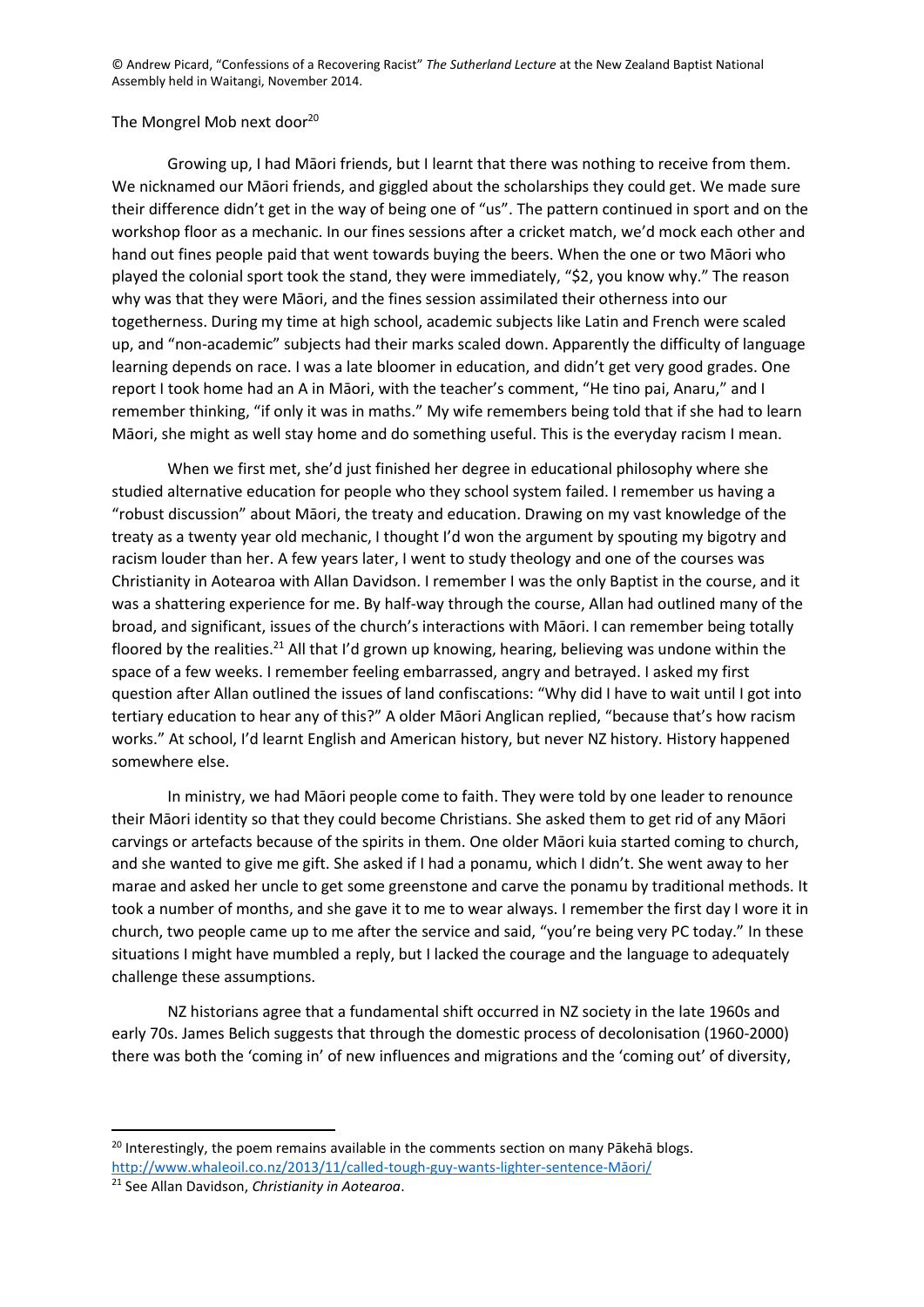The Mongrel Mob next door[20]

Growing up, I had Māori friends, but I learnt that there was nothing to receive from them. We nicknamed our Māori friends, and giggled about the scholarships they could get. We made sure their difference didn't get in the way of being one of "us". The pattern continued in sport and on the workshop floor as a mechanic. In our fines sessions after a cricket match, we'd mock each other and hand out fines people paid that went towards buying the beers. When the one or two Māori who played the colonial sport took the stand, they were immediately, "$2, you know why." The reason why was that they were Māori, and the fines session assimilated their otherness into our togetherness. During my time at high school, academic subjects like Latin and French were scaled up, and "non-academic" subjects had their marks scaled down. Apparently the difficulty of language learning depends on race. I was a late bloomer in education, and didn't get very good grades. One report I took home had an A in Māori, with the teacher's comment, "He tino pai, Anaru," and I remember thinking, "if only it was in maths." My wife remembers being told that if she had to learn Māori, she might as well stay home and do something useful. This is the everyday racism I mean.

When we first met, she'd just finished her degree in educational philosophy where she studied alternative education for people who they school system failed. I remember us having a "robust discussion" about Māori, the treaty and education. Drawing on my vast knowledge of the treaty as a twenty year old mechanic, I thought I'd won the argument by spouting my bigotry and racism louder than her. A few years later, I went to study theology and one of the courses was Christianity in Aotearoa with Allan Davidson. I remember I was the only Baptist in the course, and it was a shattering experience for me. By half-way through the course, Allan had outlined many of the broad, and significant, issues of the church's interactions with Māori. I can remember being totally floored by the realities.[21] All that I'd grown up knowing, hearing, believing was undone within the space of a few weeks. I remember feeling embarrassed, angry and betrayed. I asked my first question after Allan outlined the issues of land confiscations: "Why did I have to wait until I got into tertiary education to hear any of this?" A older Māori Anglican replied, "because that's how racism works." At school, I'd learnt English and American history, but never NZ history. History happened somewhere else.

In ministry, we had Māori people come to faith. They were told by one leader to renounce their Māori identity so that they could become Christians. She asked them to get rid of any Māori carvings or artefacts because of the spirits in them. One older Māori kuia started coming to church, and she wanted to give me gift. She asked if I had a ponamu, which I didn't. She went away to her marae and asked her uncle to get some greenstone and carve the ponamu by traditional methods. It took a number of months, and she gave it to me to wear always. I remember the first day I wore it in church, two people came up to me after the service and said, "you're being very PC today." In these situations I might have mumbled a reply, but I lacked the courage and the language to adequately challenge these assumptions.

NZ historians agree that a fundamental shift occurred in NZ society in the late 1960s and early 70s. James Belich suggests that through the domestic process of decolonisation (1960-2000) there was both the 'coming in' of new influences and migrations and the 'coming out' of diversity,

---

[20] Interestingly, the poem remains available in the comments section on many Pākehā blogs. http://www.whaleoil.co.nz/2013/11/called-tough-guy-wants-lighter-sentence-Māori/

[21] See Allan Davidson, *Christianity in Aotearoa*.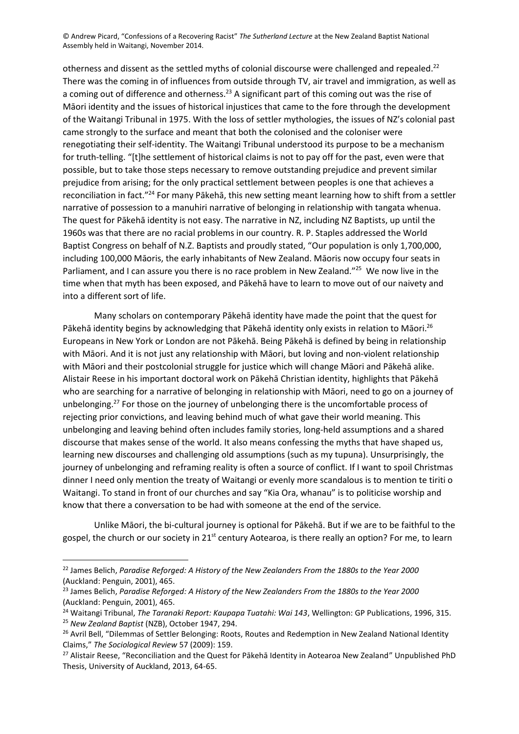otherness and dissent as the settled myths of colonial discourse were challenged and repealed.[22] There was the coming in of influences from outside through TV, air travel and immigration, as well as a coming out of difference and otherness.[23] A significant part of this coming out was the rise of Māori identity and the issues of historical injustices that came to the fore through the development of the Waitangi Tribunal in 1975. With the loss of settler mythologies, the issues of NZ's colonial past came strongly to the surface and meant that both the colonised and the coloniser were renegotiating their self-identity. The Waitangi Tribunal understood its purpose to be a mechanism for truth-telling. "[t]he settlement of historical claims is not to pay off for the past, even were that possible, but to take those steps necessary to remove outstanding prejudice and prevent similar prejudice from arising; for the only practical settlement between peoples is one that achieves a reconciliation in fact."[24] For many Pākehā, this new setting meant learning how to shift from a settler narrative of possession to a manuhiri narrative of belonging in relationship with tangata whenua. The quest for Pākehā identity is not easy. The narrative in NZ, including NZ Baptists, up until the 1960s was that there are no racial problems in our country. R. P. Staples addressed the World Baptist Congress on behalf of N.Z. Baptists and proudly stated, "Our population is only 1,700,000, including 100,000 Māoris, the early inhabitants of New Zealand. Māoris now occupy four seats in Parliament, and I can assure you there is no race problem in New Zealand."[25] We now live in the time when that myth has been exposed, and Pākehā have to learn to move out of our naivety and into a different sort of life.

Many scholars on contemporary Pākehā identity have made the point that the quest for Pākehā identity begins by acknowledging that Pākehā identity only exists in relation to Māori.[26] Europeans in New York or London are not Pākehā. Being Pākehā is defined by being in relationship with Māori. And it is not just any relationship with Māori, but loving and non-violent relationship with Māori and their postcolonial struggle for justice which will change Māori and Pākehā alike. Alistair Reese in his important doctoral work on Pākehā Christian identity, highlights that Pākehā who are searching for a narrative of belonging in relationship with Māori, need to go on a journey of unbelonging.[27] For those on the journey of unbelonging there is the uncomfortable process of rejecting prior convictions, and leaving behind much of what gave their world meaning. This unbelonging and leaving behind often includes family stories, long-held assumptions and a shared discourse that makes sense of the world. It also means confessing the myths that have shaped us, learning new discourses and challenging old assumptions (such as my tupuna). Unsurprisingly, the journey of unbelonging and reframing reality is often a source of conflict. If I want to spoil Christmas dinner I need only mention the treaty of Waitangi or evenly more scandalous is to mention te tiriti o Waitangi. To stand in front of our churches and say "Kia Ora, whanau" is to politicise worship and know that there a conversation to be had with someone at the end of the service.

Unlike Māori, the bi-cultural journey is optional for Pākehā. But if we are to be faithful to the gospel, the church or our society in 21st century Aotearoa, is there really an option? For me, to learn

---

[22] James Belich, *Paradise Reforged: A History of the New Zealanders From the 1880s to the Year 2000* (Auckland: Penguin, 2001), 465.

[23] James Belich, *Paradise Reforged: A History of the New Zealanders From the 1880s to the Year 2000* (Auckland: Penguin, 2001), 465.

[24] Waitangi Tribunal, *The Taranaki Report: Kaupapa Tuatahi: Wai 143*, Wellington: GP Publications, 1996, 315.

[25] *New Zealand Baptist* (NZB), October 1947, 294.

[26] Avril Bell, "Dilemmas of Settler Belonging: Roots, Routes and Redemption in New Zealand National Identity Claims," *The Sociological Review* 57 (2009): 159.

[27] Alistair Reese, "Reconciliation and the Quest for Pākehā Identity in Aotearoa New Zealand" Unpublished PhD Thesis, University of Auckland, 2013, 64-65.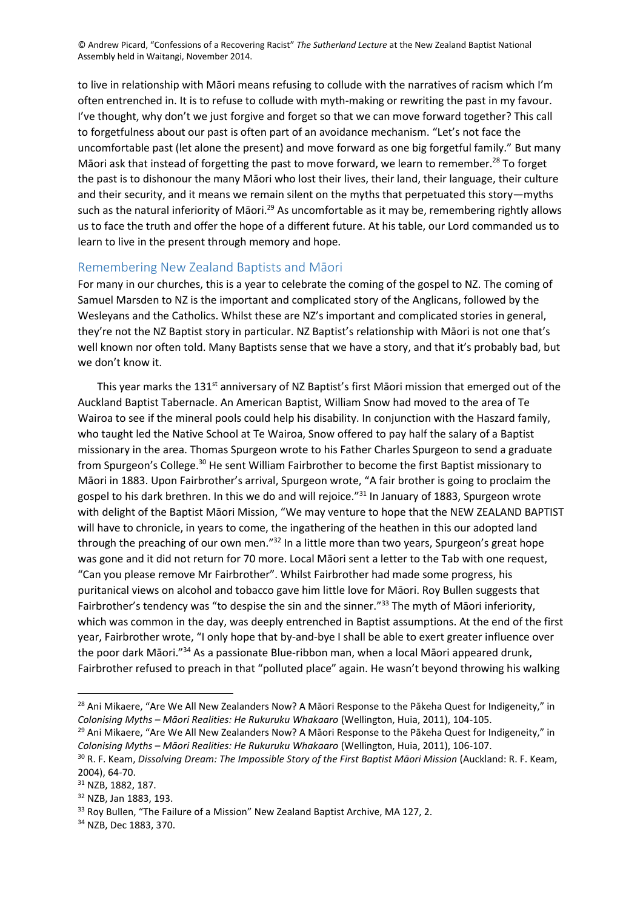to live in relationship with Māori means refusing to collude with the narratives of racism which I'm often entrenched in. It is to refuse to collude with myth-making or rewriting the past in my favour. I've thought, why don't we just forgive and forget so that we can move forward together? This call to forgetfulness about our past is often part of an avoidance mechanism. "Let's not face the uncomfortable past (let alone the present) and move forward as one big forgetful family." But many Māori ask that instead of forgetting the past to move forward, we learn to remember.[28] To forget the past is to dishonour the many Māori who lost their lives, their land, their language, their culture and their security, and it means we remain silent on the myths that perpetuated this story—myths such as the natural inferiority of Māori.[29] As uncomfortable as it may be, remembering rightly allows us to face the truth and offer the hope of a different future. At his table, our Lord commanded us to learn to live in the present through memory and hope.

## Remembering New Zealand Baptists and Māori

For many in our churches, this is a year to celebrate the coming of the gospel to NZ. The coming of Samuel Marsden to NZ is the important and complicated story of the Anglicans, followed by the Wesleyans and the Catholics. Whilst these are NZ's important and complicated stories in general, they're not the NZ Baptist story in particular. NZ Baptist's relationship with Māori is not one that's well known nor often told. Many Baptists sense that we have a story, and that it's probably bad, but we don't know it.

This year marks the 131st anniversary of NZ Baptist's first Māori mission that emerged out of the Auckland Baptist Tabernacle. An American Baptist, William Snow had moved to the area of Te Wairoa to see if the mineral pools could help his disability. In conjunction with the Haszard family, who taught led the Native School at Te Wairoa, Snow offered to pay half the salary of a Baptist missionary in the area. Thomas Spurgeon wrote to his Father Charles Spurgeon to send a graduate from Spurgeon's College.[30] He sent William Fairbrother to become the first Baptist missionary to Māori in 1883. Upon Fairbrother's arrival, Spurgeon wrote, "A fair brother is going to proclaim the gospel to his dark brethren. In this we do and will rejoice."[31] In January of 1883, Spurgeon wrote with delight of the Baptist Māori Mission, "We may venture to hope that the NEW ZEALAND BAPTIST will have to chronicle, in years to come, the ingathering of the heathen in this our adopted land through the preaching of our own men."[32] In a little more than two years, Spurgeon's great hope was gone and it did not return for 70 more. Local Māori sent a letter to the Tab with one request, "Can you please remove Mr Fairbrother". Whilst Fairbrother had made some progress, his puritanical views on alcohol and tobacco gave him little love for Māori. Roy Bullen suggests that Fairbrother's tendency was "to despise the sin and the sinner."[33] The myth of Māori inferiority, which was common in the day, was deeply entrenched in Baptist assumptions. At the end of the first year, Fairbrother wrote, "I only hope that by-and-bye I shall be able to exert greater influence over the poor dark Māori."[34] As a passionate Blue-ribbon man, when a local Māori appeared drunk, Fairbrother refused to preach in that "polluted place" again. He wasn't beyond throwing his walking

---

[28] Ani Mikaere, "Are We All New Zealanders Now? A Māori Response to the Pākeha Quest for Indigeneity," in *Colonising Myths – Māori Realities: He Rukuruku Whakaaro* (Wellington, Huia, 2011), 104-105.

[29] Ani Mikaere, "Are We All New Zealanders Now? A Māori Response to the Pākeha Quest for Indigeneity," in *Colonising Myths – Māori Realities: He Rukuruku Whakaaro* (Wellington, Huia, 2011), 106-107.

[30] R. F. Keam, *Dissolving Dream: The Impossible Story of the First Baptist Māori Mission* (Auckland: R. F. Keam, 2004), 64-70.

[31] NZB, 1882, 187.

[32] NZB, Jan 1883, 193.

[33] Roy Bullen, "The Failure of a Mission" New Zealand Baptist Archive, MA 127, 2.

[34] NZB, Dec 1883, 370.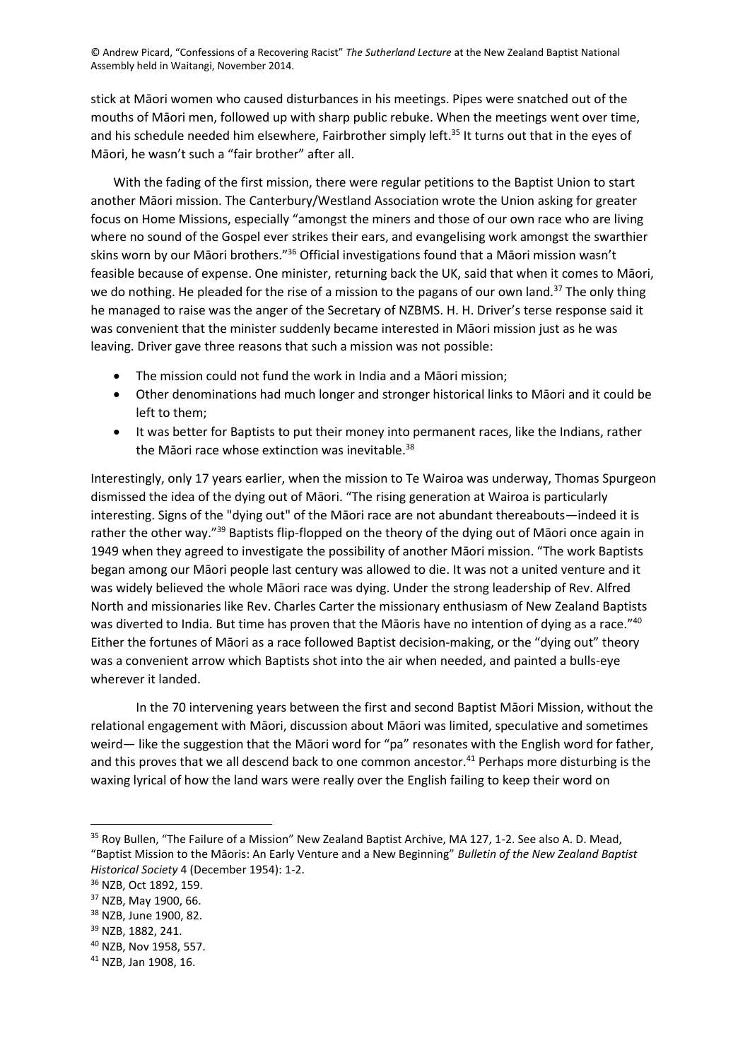stick at Māori women who caused disturbances in his meetings. Pipes were snatched out of the mouths of Māori men, followed up with sharp public rebuke. When the meetings went over time, and his schedule needed him elsewhere, Fairbrother simply left.[35] It turns out that in the eyes of Māori, he wasn't such a "fair brother" after all.

With the fading of the first mission, there were regular petitions to the Baptist Union to start another Māori mission. The Canterbury/Westland Association wrote the Union asking for greater focus on Home Missions, especially "amongst the miners and those of our own race who are living where no sound of the Gospel ever strikes their ears, and evangelising work amongst the swarthier skins worn by our Māori brothers."[36] Official investigations found that a Māori mission wasn't feasible because of expense. One minister, returning back the UK, said that when it comes to Māori, we do nothing. He pleaded for the rise of a mission to the pagans of our own land.[37] The only thing he managed to raise was the anger of the Secretary of NZBMS. H. H. Driver's terse response said it was convenient that the minister suddenly became interested in Māori mission just as he was leaving. Driver gave three reasons that such a mission was not possible:

- The mission could not fund the work in India and a Māori mission;
- Other denominations had much longer and stronger historical links to Māori and it could be left to them;
- It was better for Baptists to put their money into permanent races, like the Indians, rather the Māori race whose extinction was inevitable.[38]

Interestingly, only 17 years earlier, when the mission to Te Wairoa was underway, Thomas Spurgeon dismissed the idea of the dying out of Māori. "The rising generation at Wairoa is particularly interesting. Signs of the "dying out" of the Māori race are not abundant thereabouts—indeed it is rather the other way."[39] Baptists flip-flopped on the theory of the dying out of Māori once again in 1949 when they agreed to investigate the possibility of another Māori mission. "The work Baptists began among our Māori people last century was allowed to die. It was not a united venture and it was widely believed the whole Māori race was dying. Under the strong leadership of Rev. Alfred North and missionaries like Rev. Charles Carter the missionary enthusiasm of New Zealand Baptists was diverted to India. But time has proven that the Māoris have no intention of dying as a race."[40] Either the fortunes of Māori as a race followed Baptist decision-making, or the "dying out" theory was a convenient arrow which Baptists shot into the air when needed, and painted a bulls-eye wherever it landed.

In the 70 intervening years between the first and second Baptist Māori Mission, without the relational engagement with Māori, discussion about Māori was limited, speculative and sometimes weird— like the suggestion that the Māori word for "pa" resonates with the English word for father, and this proves that we all descend back to one common ancestor.[41] Perhaps more disturbing is the waxing lyrical of how the land wars were really over the English failing to keep their word on

---

[35] Roy Bullen, "The Failure of a Mission" New Zealand Baptist Archive, MA 127, 1-2. See also A. D. Mead, "Baptist Mission to the Māoris: An Early Venture and a New Beginning" *Bulletin of the New Zealand Baptist Historical Society* 4 (December 1954): 1-2.

[36] NZB, Oct 1892, 159.

[37] NZB, May 1900, 66.

[38] NZB, June 1900, 82.

[39] NZB, 1882, 241.

[40] NZB, Nov 1958, 557.

[41] NZB, Jan 1908, 16.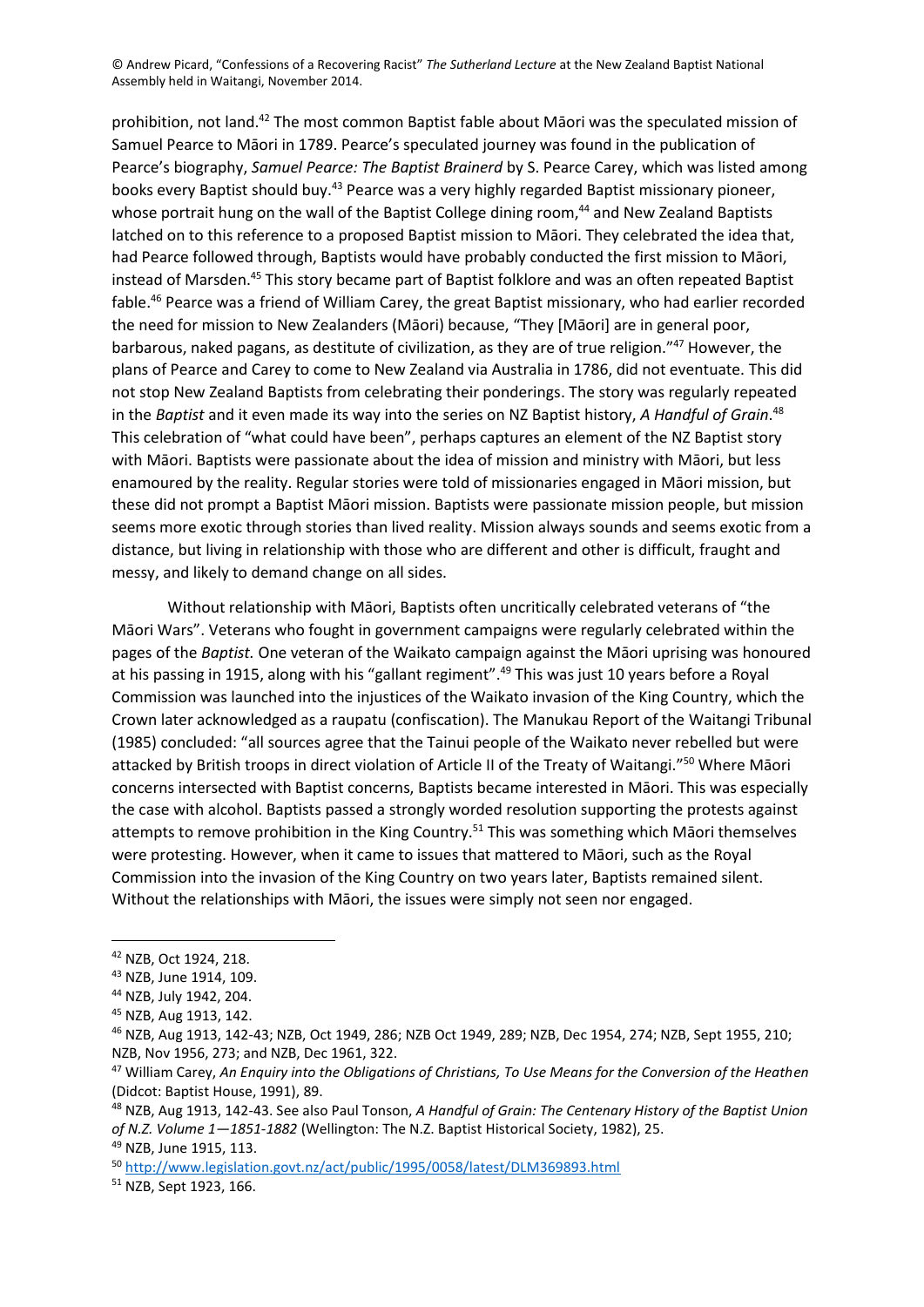prohibition, not land.[42] The most common Baptist fable about Māori was the speculated mission of Samuel Pearce to Māori in 1789. Pearce's speculated journey was found in the publication of Pearce's biography, *Samuel Pearce: The Baptist Brainerd* by S. Pearce Carey, which was listed among books every Baptist should buy.[43] Pearce was a very highly regarded Baptist missionary pioneer, whose portrait hung on the wall of the Baptist College dining room,[44] and New Zealand Baptists latched on to this reference to a proposed Baptist mission to Māori. They celebrated the idea that, had Pearce followed through, Baptists would have probably conducted the first mission to Māori, instead of Marsden.[45] This story became part of Baptist folklore and was an often repeated Baptist fable.[46] Pearce was a friend of William Carey, the great Baptist missionary, who had earlier recorded the need for mission to New Zealanders (Māori) because, "They [Māori] are in general poor, barbarous, naked pagans, as destitute of civilization, as they are of true religion."[47] However, the plans of Pearce and Carey to come to New Zealand via Australia in 1786, did not eventuate. This did not stop New Zealand Baptists from celebrating their ponderings. The story was regularly repeated in the *Baptist* and it even made its way into the series on NZ Baptist history, *A Handful of Grain*.[48] This celebration of "what could have been", perhaps captures an element of the NZ Baptist story with Māori. Baptists were passionate about the idea of mission and ministry with Māori, but less enamoured by the reality. Regular stories were told of missionaries engaged in Māori mission, but these did not prompt a Baptist Māori mission. Baptists were passionate mission people, but mission seems more exotic through stories than lived reality. Mission always sounds and seems exotic from a distance, but living in relationship with those who are different and other is difficult, fraught and messy, and likely to demand change on all sides.

Without relationship with Māori, Baptists often uncritically celebrated veterans of "the Māori Wars". Veterans who fought in government campaigns were regularly celebrated within the pages of the *Baptist.* One veteran of the Waikato campaign against the Māori uprising was honoured at his passing in 1915, along with his "gallant regiment".[49] This was just 10 years before a Royal Commission was launched into the injustices of the Waikato invasion of the King Country, which the Crown later acknowledged as a raupatu (confiscation). The Manukau Report of the Waitangi Tribunal (1985) concluded: "all sources agree that the Tainui people of the Waikato never rebelled but were attacked by British troops in direct violation of Article II of the Treaty of Waitangi."[50] Where Māori concerns intersected with Baptist concerns, Baptists became interested in Māori. This was especially the case with alcohol. Baptists passed a strongly worded resolution supporting the protests against attempts to remove prohibition in the King Country.[51] This was something which Māori themselves were protesting. However, when it came to issues that mattered to Māori, such as the Royal Commission into the invasion of the King Country on two years later, Baptists remained silent. Without the relationships with Māori, the issues were simply not seen nor engaged.

---

[42] NZB, Oct 1924, 218.

[43] NZB, June 1914, 109.

[44] NZB, July 1942, 204.

[45] NZB, Aug 1913, 142.

[46] NZB, Aug 1913, 142-43; NZB, Oct 1949, 286; NZB Oct 1949, 289; NZB, Dec 1954, 274; NZB, Sept 1955, 210; NZB, Nov 1956, 273; and NZB, Dec 1961, 322.

[47] William Carey, *An Enquiry into the Obligations of Christians, To Use Means for the Conversion of the Heathen* (Didcot: Baptist House, 1991), 89.

[48] NZB, Aug 1913, 142-43. See also Paul Tonson, *A Handful of Grain: The Centenary History of the Baptist Union of N.Z. Volume 1—1851-1882* (Wellington: The N.Z. Baptist Historical Society, 1982), 25.

[49] NZB, June 1915, 113.

[50] http://www.legislation.govt.nz/act/public/1995/0058/latest/DLM369893.html

[51] NZB, Sept 1923, 166.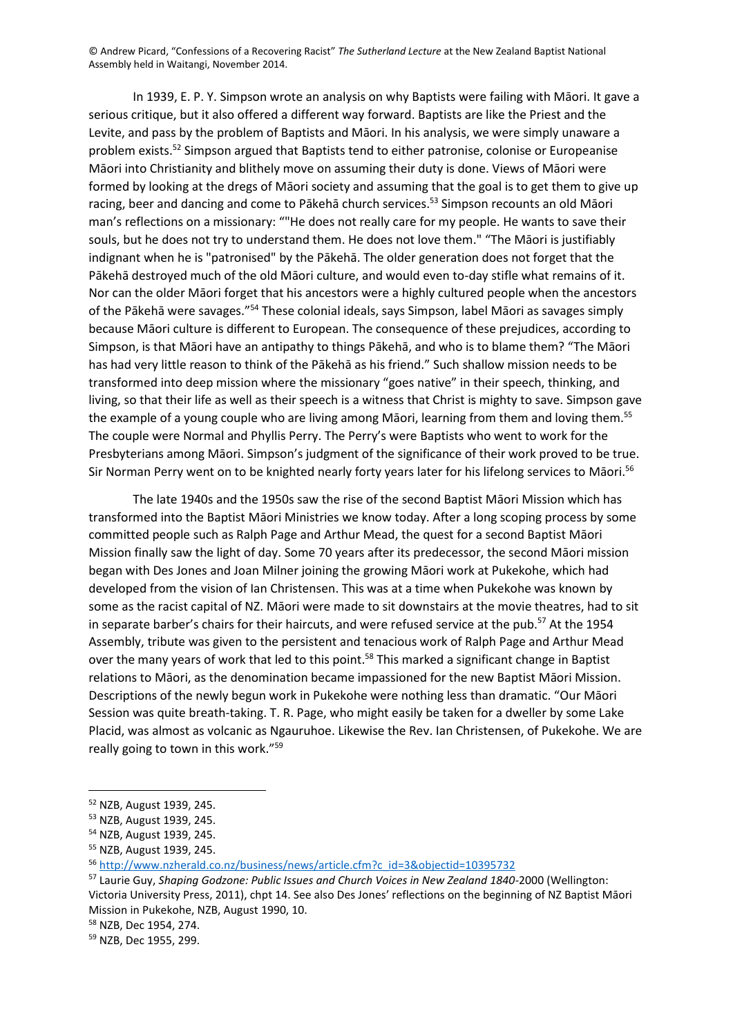In 1939, E. P. Y. Simpson wrote an analysis on why Baptists were failing with Māori. It gave a serious critique, but it also offered a different way forward. Baptists are like the Priest and the Levite, and pass by the problem of Baptists and Māori. In his analysis, we were simply unaware a problem exists.[52] Simpson argued that Baptists tend to either patronise, colonise or Europeanise Māori into Christianity and blithely move on assuming their duty is done. Views of Māori were formed by looking at the dregs of Māori society and assuming that the goal is to get them to give up racing, beer and dancing and come to Pākehā church services.[53] Simpson recounts an old Māori man's reflections on a missionary: ""He does not really care for my people. He wants to save their souls, but he does not try to understand them. He does not love them." "The Māori is justifiably indignant when he is "patronised" by the Pākehā. The older generation does not forget that the Pākehā destroyed much of the old Māori culture, and would even to-day stifle what remains of it. Nor can the older Māori forget that his ancestors were a highly cultured people when the ancestors of the Pākehā were savages."[54] These colonial ideals, says Simpson, label Māori as savages simply because Māori culture is different to European. The consequence of these prejudices, according to Simpson, is that Māori have an antipathy to things Pākehā, and who is to blame them? "The Māori has had very little reason to think of the Pākehā as his friend." Such shallow mission needs to be transformed into deep mission where the missionary "goes native" in their speech, thinking, and living, so that their life as well as their speech is a witness that Christ is mighty to save. Simpson gave the example of a young couple who are living among Māori, learning from them and loving them.[55] The couple were Normal and Phyllis Perry. The Perry's were Baptists who went to work for the Presbyterians among Māori. Simpson's judgment of the significance of their work proved to be true. Sir Norman Perry went on to be knighted nearly forty years later for his lifelong services to Māori.[56]

The late 1940s and the 1950s saw the rise of the second Baptist Māori Mission which has transformed into the Baptist Māori Ministries we know today. After a long scoping process by some committed people such as Ralph Page and Arthur Mead, the quest for a second Baptist Māori Mission finally saw the light of day. Some 70 years after its predecessor, the second Māori mission began with Des Jones and Joan Milner joining the growing Māori work at Pukekohe, which had developed from the vision of Ian Christensen. This was at a time when Pukekohe was known by some as the racist capital of NZ. Māori were made to sit downstairs at the movie theatres, had to sit in separate barber's chairs for their haircuts, and were refused service at the pub.[57] At the 1954 Assembly, tribute was given to the persistent and tenacious work of Ralph Page and Arthur Mead over the many years of work that led to this point.[58] This marked a significant change in Baptist relations to Māori, as the denomination became impassioned for the new Baptist Māori Mission. Descriptions of the newly begun work in Pukekohe were nothing less than dramatic. "Our Māori Session was quite breath-taking. T. R. Page, who might easily be taken for a dweller by some Lake Placid, was almost as volcanic as Ngauruhoe. Likewise the Rev. Ian Christensen, of Pukekohe. We are really going to town in this work."[59]

---

[52] NZB, August 1939, 245.

[53] NZB, August 1939, 245.

[54] NZB, August 1939, 245.

[55] NZB, August 1939, 245.

[56] http://www.nzherald.co.nz/business/news/article.cfm?c_id=3&objectid=10395732

[57] Laurie Guy, *Shaping Godzone: Public Issues and Church Voices in New Zealand 1840-2000* (Wellington: Victoria University Press, 2011), chpt 14. See also Des Jones' reflections on the beginning of NZ Baptist Māori Mission in Pukekohe, NZB, August 1990, 10.

[58] NZB, Dec 1954, 274.

[59] NZB, Dec 1955, 299.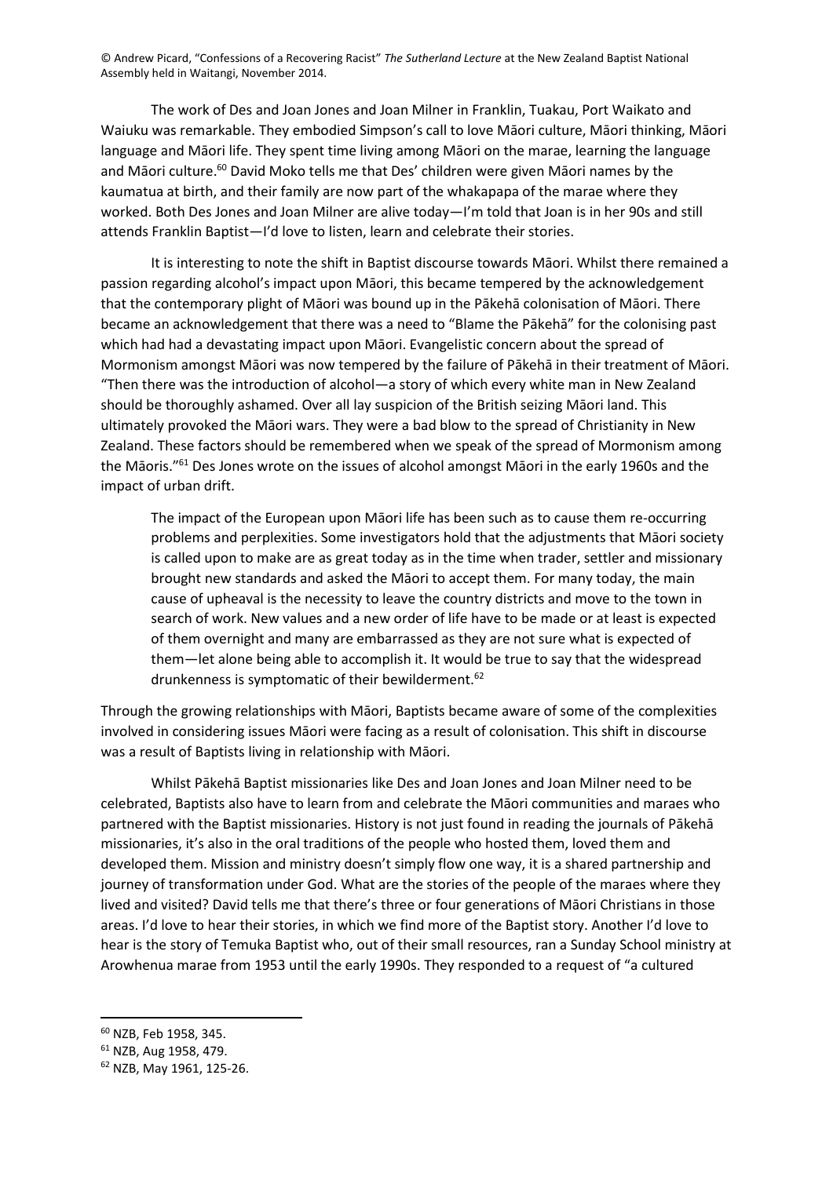The work of Des and Joan Jones and Joan Milner in Franklin, Tuakau, Port Waikato and Waiuku was remarkable. They embodied Simpson's call to love Māori culture, Māori thinking, Māori language and Māori life. They spent time living among Māori on the marae, learning the language and Māori culture.[60] David Moko tells me that Des' children were given Māori names by the kaumatua at birth, and their family are now part of the whakapapa of the marae where they worked. Both Des Jones and Joan Milner are alive today—I'm told that Joan is in her 90s and still attends Franklin Baptist—I'd love to listen, learn and celebrate their stories.

It is interesting to note the shift in Baptist discourse towards Māori. Whilst there remained a passion regarding alcohol's impact upon Māori, this became tempered by the acknowledgement that the contemporary plight of Māori was bound up in the Pākehā colonisation of Māori. There became an acknowledgement that there was a need to "Blame the Pākehā" for the colonising past which had had a devastating impact upon Māori. Evangelistic concern about the spread of Mormonism amongst Māori was now tempered by the failure of Pākehā in their treatment of Māori. "Then there was the introduction of alcohol—a story of which every white man in New Zealand should be thoroughly ashamed. Over all lay suspicion of the British seizing Māori land. This ultimately provoked the Māori wars. They were a bad blow to the spread of Christianity in New Zealand. These factors should be remembered when we speak of the spread of Mormonism among the Māoris."[61] Des Jones wrote on the issues of alcohol amongst Māori in the early 1960s and the impact of urban drift.

> The impact of the European upon Māori life has been such as to cause them re-occurring problems and perplexities. Some investigators hold that the adjustments that Māori society is called upon to make are as great today as in the time when trader, settler and missionary brought new standards and asked the Māori to accept them. For many today, the main cause of upheaval is the necessity to leave the country districts and move to the town in search of work. New values and a new order of life have to be made or at least is expected of them overnight and many are embarrassed as they are not sure what is expected of them—let alone being able to accomplish it. It would be true to say that the widespread drunkenness is symptomatic of their bewilderment.[62]

Through the growing relationships with Māori, Baptists became aware of some of the complexities involved in considering issues Māori were facing as a result of colonisation. This shift in discourse was a result of Baptists living in relationship with Māori.

Whilst Pākehā Baptist missionaries like Des and Joan Jones and Joan Milner need to be celebrated, Baptists also have to learn from and celebrate the Māori communities and maraes who partnered with the Baptist missionaries. History is not just found in reading the journals of Pākehā missionaries, it's also in the oral traditions of the people who hosted them, loved them and developed them. Mission and ministry doesn't simply flow one way, it is a shared partnership and journey of transformation under God. What are the stories of the people of the maraes where they lived and visited? David tells me that there's three or four generations of Māori Christians in those areas. I'd love to hear their stories, in which we find more of the Baptist story. Another I'd love to hear is the story of Temuka Baptist who, out of their small resources, ran a Sunday School ministry at Arowhenua marae from 1953 until the early 1990s. They responded to a request of "a cultured

---

[60] NZB, Feb 1958, 345.

[61] NZB, Aug 1958, 479.

[62] NZB, May 1961, 125-26.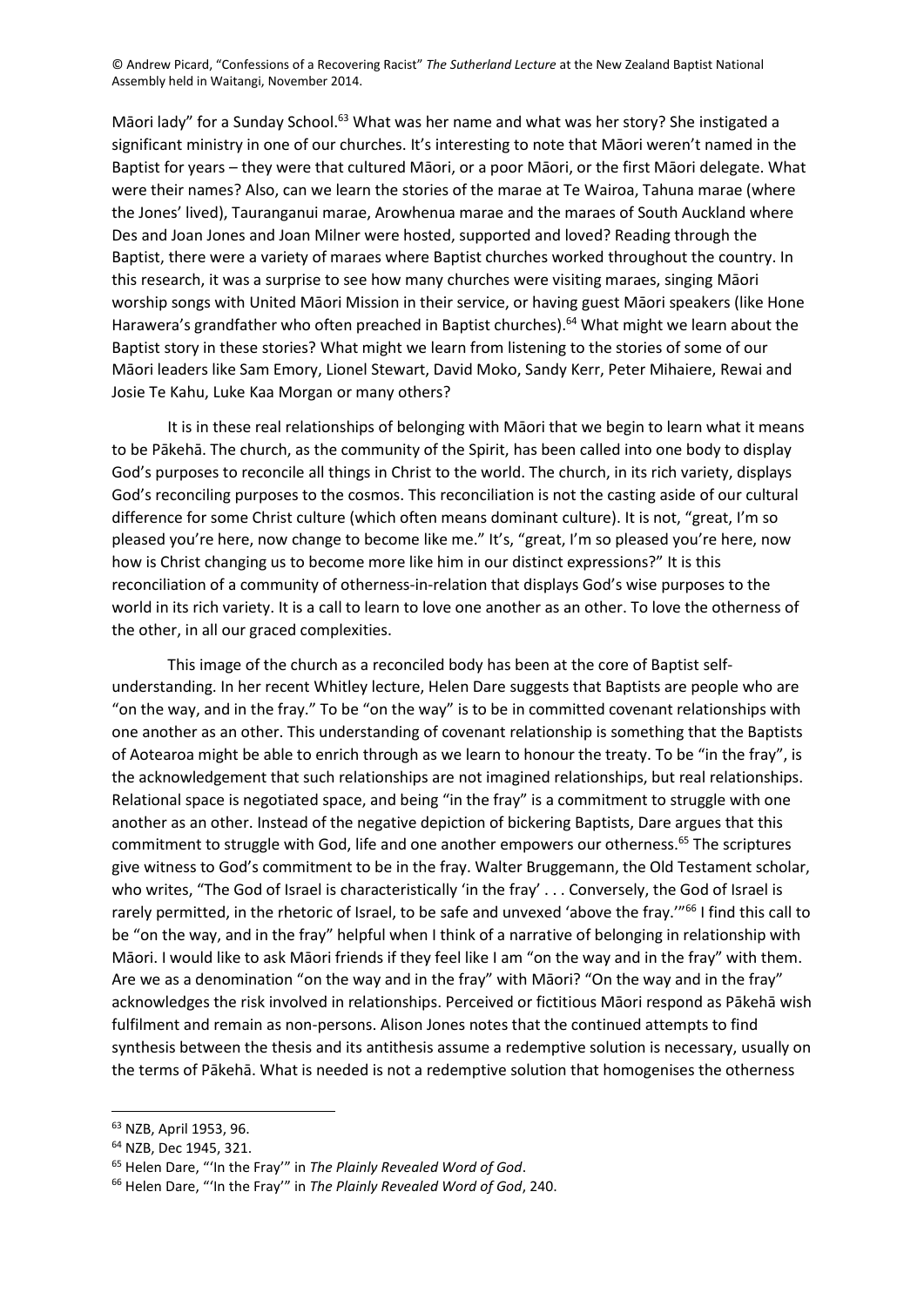Māori lady" for a Sunday School.[63] What was her name and what was her story? She instigated a significant ministry in one of our churches. It's interesting to note that Māori weren't named in the Baptist for years – they were that cultured Māori, or a poor Māori, or the first Māori delegate. What were their names? Also, can we learn the stories of the marae at Te Wairoa, Tahuna marae (where the Jones' lived), Tauranganui marae, Arowhenua marae and the maraes of South Auckland where Des and Joan Jones and Joan Milner were hosted, supported and loved? Reading through the Baptist, there were a variety of maraes where Baptist churches worked throughout the country. In this research, it was a surprise to see how many churches were visiting maraes, singing Māori worship songs with United Māori Mission in their service, or having guest Māori speakers (like Hone Harawera's grandfather who often preached in Baptist churches).[64] What might we learn about the Baptist story in these stories? What might we learn from listening to the stories of some of our Māori leaders like Sam Emory, Lionel Stewart, David Moko, Sandy Kerr, Peter Mihaiere, Rewai and Josie Te Kahu, Luke Kaa Morgan or many others?

It is in these real relationships of belonging with Māori that we begin to learn what it means to be Pākehā. The church, as the community of the Spirit, has been called into one body to display God's purposes to reconcile all things in Christ to the world. The church, in its rich variety, displays God's reconciling purposes to the cosmos. This reconciliation is not the casting aside of our cultural difference for some Christ culture (which often means dominant culture). It is not, "great, I'm so pleased you're here, now change to become like me." It's, "great, I'm so pleased you're here, now how is Christ changing us to become more like him in our distinct expressions?" It is this reconciliation of a community of otherness-in-relation that displays God's wise purposes to the world in its rich variety. It is a call to learn to love one another as an other. To love the otherness of the other, in all our graced complexities.

This image of the church as a reconciled body has been at the core of Baptist self-understanding. In her recent Whitley lecture, Helen Dare suggests that Baptists are people who are "on the way, and in the fray." To be "on the way" is to be in committed covenant relationships with one another as an other. This understanding of covenant relationship is something that the Baptists of Aotearoa might be able to enrich through as we learn to honour the treaty. To be "in the fray", is the acknowledgement that such relationships are not imagined relationships, but real relationships. Relational space is negotiated space, and being "in the fray" is a commitment to struggle with one another as an other. Instead of the negative depiction of bickering Baptists, Dare argues that this commitment to struggle with God, life and one another empowers our otherness.[65] The scriptures give witness to God's commitment to be in the fray. Walter Bruggemann, the Old Testament scholar, who writes, "The God of Israel is characteristically 'in the fray' . . . Conversely, the God of Israel is rarely permitted, in the rhetoric of Israel, to be safe and unvexed 'above the fray.'"[66] I find this call to be "on the way, and in the fray" helpful when I think of a narrative of belonging in relationship with Māori. I would like to ask Māori friends if they feel like I am "on the way and in the fray" with them. Are we as a denomination "on the way and in the fray" with Māori? "On the way and in the fray" acknowledges the risk involved in relationships. Perceived or fictitious Māori respond as Pākehā wish fulfilment and remain as non-persons. Alison Jones notes that the continued attempts to find synthesis between the thesis and its antithesis assume a redemptive solution is necessary, usually on the terms of Pākehā. What is needed is not a redemptive solution that homogenises the otherness

---

[63] NZB, April 1953, 96.

[64] NZB, Dec 1945, 321.

[65] Helen Dare, "'In the Fray'" in *The Plainly Revealed Word of God*.

[66] Helen Dare, "'In the Fray'" in *The Plainly Revealed Word of God*, 240.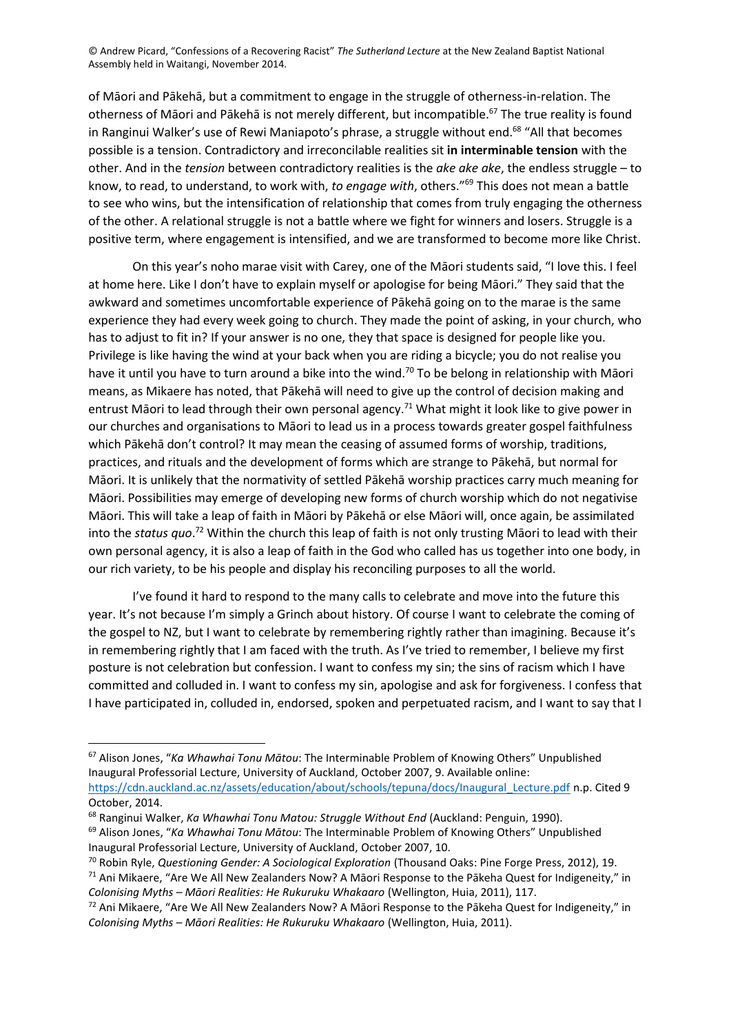of Māori and Pākehā, but a commitment to engage in the struggle of otherness-in-relation. The otherness of Māori and Pākehā is not merely different, but incompatible.[67] The true reality is found in Ranginui Walker's use of Rewi Maniapoto's phrase, a struggle without end.[68] "All that becomes possible is a tension. Contradictory and irreconcilable realities sit **in interminable tension** with the other. And in the *tension* between contradictory realities is the *ake ake ake*, the endless struggle – to know, to read, to understand, to work with, *to engage with*, others."[69] This does not mean a battle to see who wins, but the intensification of relationship that comes from truly engaging the otherness of the other. A relational struggle is not a battle where we fight for winners and losers. Struggle is a positive term, where engagement is intensified, and we are transformed to become more like Christ.

On this year's noho marae visit with Carey, one of the Māori students said, "I love this. I feel at home here. Like I don't have to explain myself or apologise for being Māori." They said that the awkward and sometimes uncomfortable experience of Pākehā going on to the marae is the same experience they had every week going to church. They made the point of asking, in your church, who has to adjust to fit in? If your answer is no one, they that space is designed for people like you. Privilege is like having the wind at your back when you are riding a bicycle; you do not realise you have it until you have to turn around a bike into the wind.[70] To be belong in relationship with Māori means, as Mikaere has noted, that Pākehā will need to give up the control of decision making and entrust Māori to lead through their own personal agency.[71] What might it look like to give power in our churches and organisations to Māori to lead us in a process towards greater gospel faithfulness which Pākehā don't control? It may mean the ceasing of assumed forms of worship, traditions, practices, and rituals and the development of forms which are strange to Pākehā, but normal for Māori. It is unlikely that the normativity of settled Pākehā worship practices carry much meaning for Māori. Possibilities may emerge of developing new forms of church worship which do not negativise Māori. This will take a leap of faith in Māori by Pākehā or else Māori will, once again, be assimilated into the *status quo*.[72] Within the church this leap of faith is not only trusting Māori to lead with their own personal agency, it is also a leap of faith in the God who called has us together into one body, in our rich variety, to be his people and display his reconciling purposes to all the world.

I've found it hard to respond to the many calls to celebrate and move into the future this year. It's not because I'm simply a Grinch about history. Of course I want to celebrate the coming of the gospel to NZ, but I want to celebrate by remembering rightly rather than imagining. Because it's in remembering rightly that I am faced with the truth. As I've tried to remember, I believe my first posture is not celebration but confession. I want to confess my sin; the sins of racism which I have committed and colluded in. I want to confess my sin, apologise and ask for forgiveness. I confess that I have participated in, colluded in, endorsed, spoken and perpetuated racism, and I want to say that I

---

[67] Alison Jones, "*Ka Whawhai Tonu Mātou*: The Interminable Problem of Knowing Others" Unpublished Inaugural Professorial Lecture, University of Auckland, October 2007, 9. Available online: https://cdn.auckland.ac.nz/assets/education/about/schools/tepuna/docs/Inaugural_Lecture.pdf n.p. Cited 9 October, 2014.

[68] Ranginui Walker, *Ka Whawhai Tonu Matou: Struggle Without End* (Auckland: Penguin, 1990).

[69] Alison Jones, "*Ka Whawhai Tonu Mātou*: The Interminable Problem of Knowing Others" Unpublished Inaugural Professorial Lecture, University of Auckland, October 2007, 10.

[70] Robin Ryle, *Questioning Gender: A Sociological Exploration* (Thousand Oaks: Pine Forge Press, 2012), 19.

[71] Ani Mikaere, "Are We All New Zealanders Now? A Māori Response to the Pākeha Quest for Indigeneity," in *Colonising Myths – Māori Realities: He Rukuruku Whakaaro* (Wellington, Huia, 2011), 117.

[72] Ani Mikaere, "Are We All New Zealanders Now? A Māori Response to the Pākeha Quest for Indigeneity," in *Colonising Myths – Māori Realities: He Rukuruku Whakaaro* (Wellington, Huia, 2011).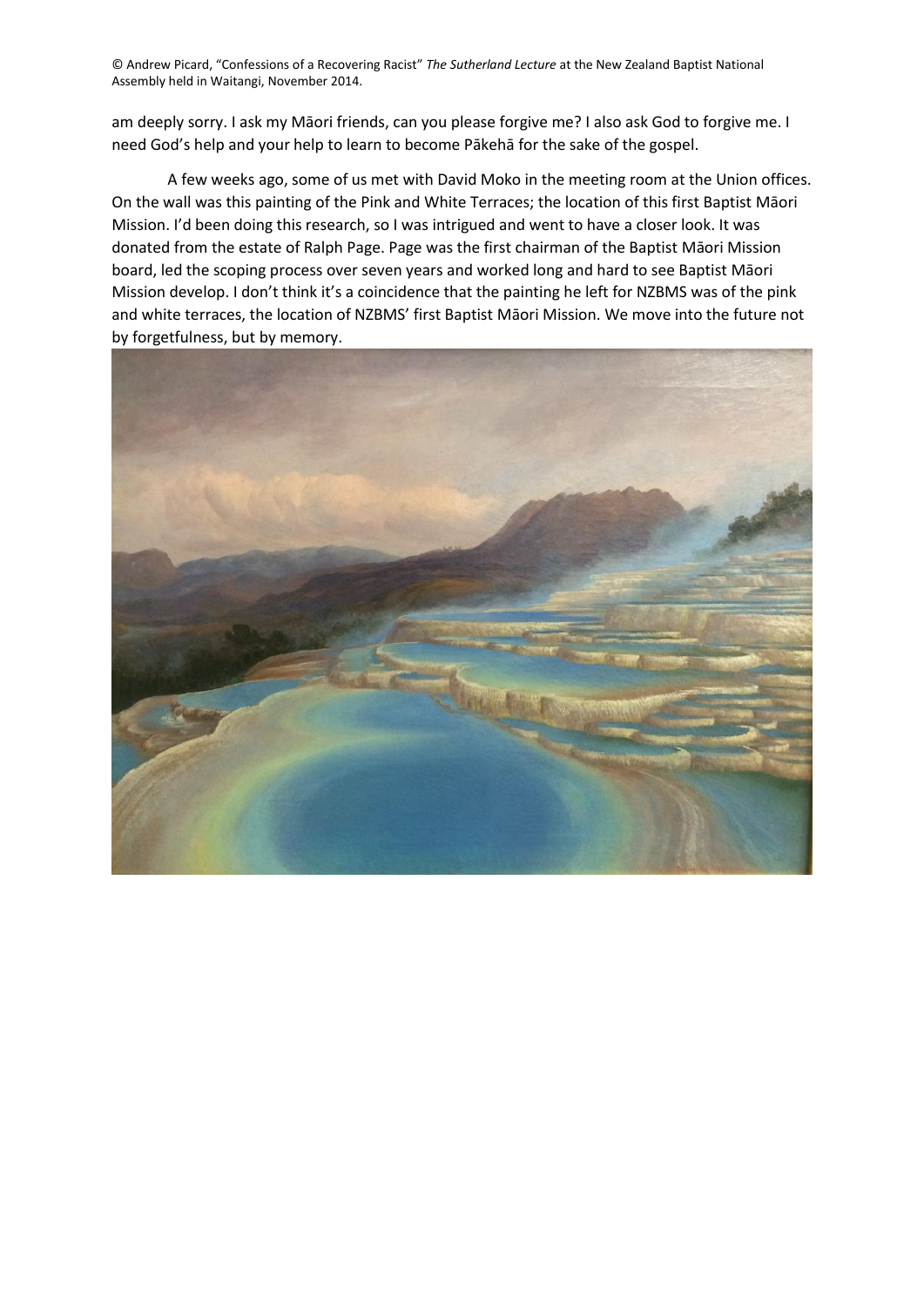am deeply sorry. I ask my Māori friends, can you please forgive me? I also ask God to forgive me. I need God's help and your help to learn to become Pākehā for the sake of the gospel.

A few weeks ago, some of us met with David Moko in the meeting room at the Union offices. On the wall was this painting of the Pink and White Terraces; the location of this first Baptist Māori Mission. I'd been doing this research, so I was intrigued and went to have a closer look. It was donated from the estate of Ralph Page. Page was the first chairman of the Baptist Māori Mission board, led the scoping process over seven years and worked long and hard to see Baptist Māori Mission develop. I don't think it's a coincidence that the painting he left for NZBMS was of the pink and white terraces, the location of NZBMS' first Baptist Māori Mission. We move into the future not by forgetfulness, but by memory.